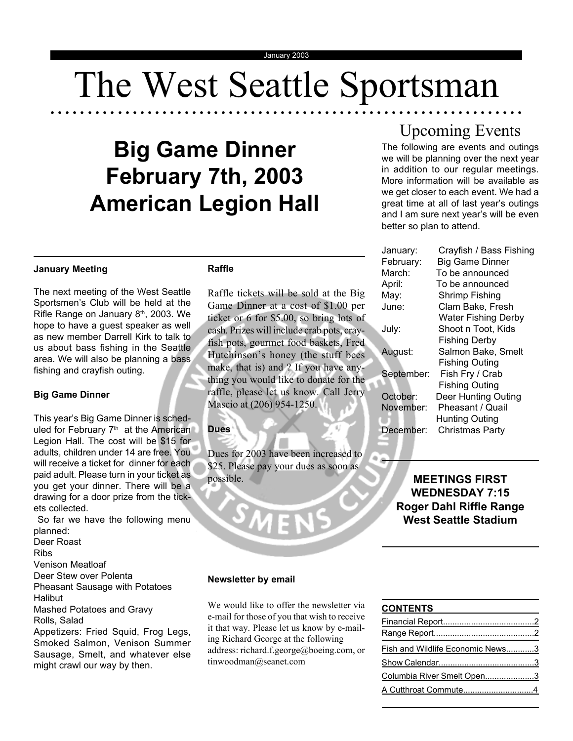January 2003

# The West Seattle Sportsman

## Big Game Dinner February 7th, 2003 American Legion Hall

### January Meeting

The next meeting of the West Seattle Sportsmen's Club will be held at the Rifle Range on January 8th, 2003. We hope to have a guest speaker as well as new member Darrell Kirk to talk to us about bass fishing in the Seattle area. We will also be planning a bass fishing and crayfish outing.

### Big Game Dinner

This year's Big Game Dinner is scheduled for February 7th at the American Legion Hall. The cost will be $15 for adults, children under 14 are free. You will receive a ticket for dinner for each paid adult. Please turn in your ticket as you get your dinner. There will be a drawing for a door prize from the tickets collected.

So far we have the following menu planned:
Deer Roast
Ribs
Venison Meatloaf
Deer Stew over Polenta
Pheasant Sausage with Potatoes
Halibut
Mashed Potatoes and Gravy
Rolls, Salad
Appetizers: Fried Squid, Frog Legs, Smoked Salmon, Venison Summer Sausage, Smelt, and whatever else might crawl our way by then.

### Raffle

Raffle tickets will be sold at the Big Game Dinner at a cost of $1.00 per ticket or 6 for $5.00, so bring lots of cash. Prizes will include crab pots, crayfish pots, gourmet food baskets, Fred Hutchinson's honey (the stuff bees make, that is) and ? If you have anything you would like to donate for the raffle, please let us know. Call Jerry Mascio at (206) 954-1250.

### Dues

Dues for 2003 have been increased to $25. Please pay your dues as soon as possible.

### Newsletter by email

We would like to offer the newsletter via e-mail for those of you that wish to receive it that way. Please let us know by e-mailing Richard George at the following address: richard.f.george@boeing.com, or tinwoodman@seanet.com

## Upcoming Events

The following are events and outings we will be planning over the next year in addition to our regular meetings. More information will be available as we get closer to each event. We had a great time at all of last year's outings and I am sure next year's will be even better so plan to attend.

| | |
|---|---|
| January: | Crayfish / Bass Fishing |
| February: | Big Game Dinner |
| March: | To be announced |
| April: | To be announced |
| May: | Shrimp Fishing |
| June: | Clam Bake, Fresh Water Fishing Derby |
| July: | Shoot n Toot, Kids Fishing Derby |
| August: | Salmon Bake, Smelt Fishing Outing |
| September: | Fish Fry / Crab Fishing Outing |
| October: | Deer Hunting Outing |
| November: | Pheasant / Quail Hunting Outing |
| December: | Christmas Party |

**MEETINGS FIRST WEDNESDAY 7:15**
**Roger Dahl Riffle Range**
**West Seattle Stadium**

### CONTENTS

- Financial Report.......................................2
- Range Report...........................................2
- Fish and Wildlife Economic News............3
- Show Calendar.........................................3
- Columbia River Smelt Open.....................3
- A Cutthroat Commute..............................4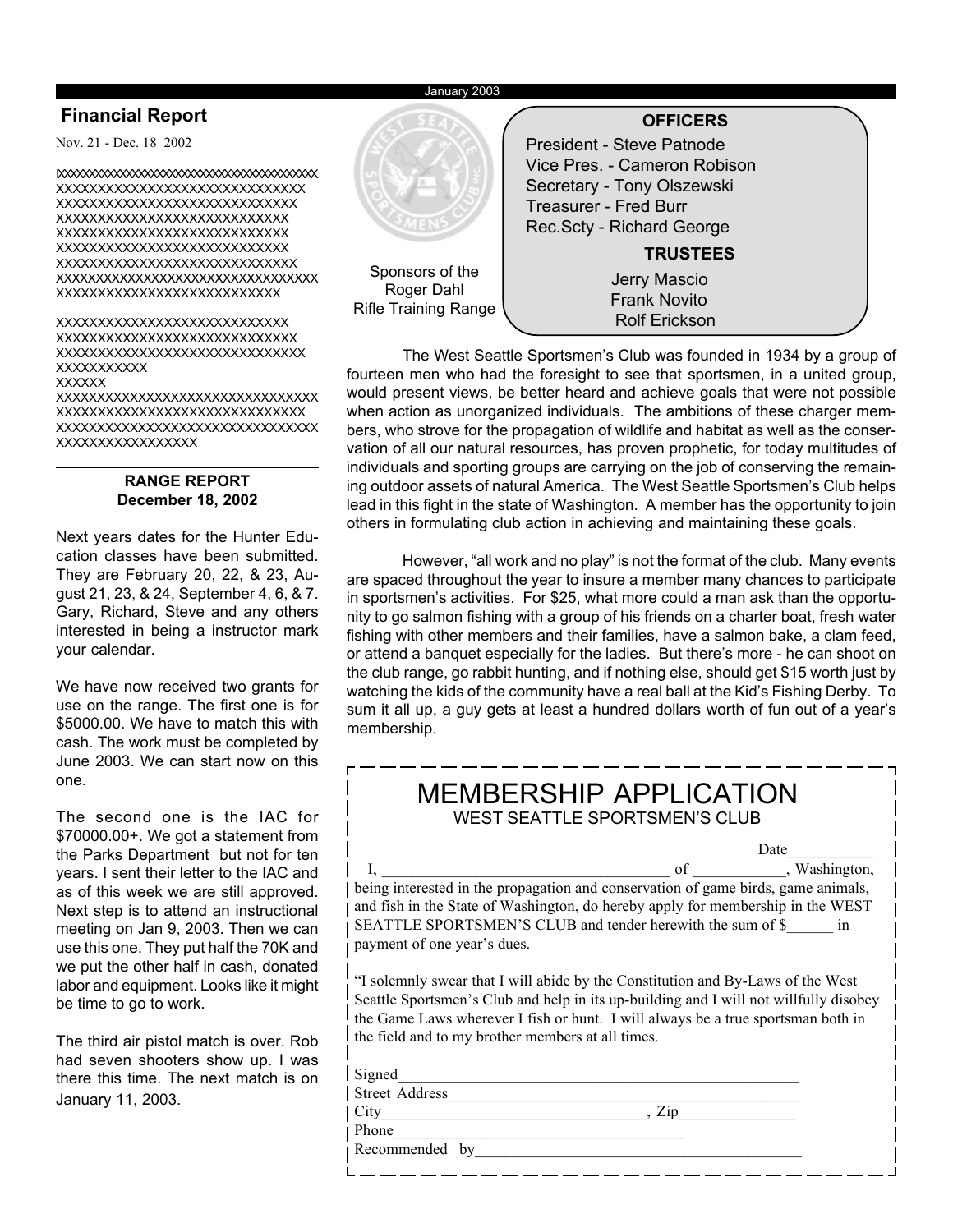## Financial Report

Nov. 21 - Dec. 18 2002

xxxxxxxxxxxxxxxxxxxxxxxxxxxxxxxxxxxxxxx
xxxxxxxxxxxxxxxxxxxxxxxxxxxxxxx
xxxxxxxxxxxxxxxxxxxxxxxxxxxxx
xxxxxxxxxxxxxxxxxxxxxxxxxxxx
xxxxxxxxxxxxxxxxxxxxxxxxxxxx
xxxxxxxxxxxxxxxxxxxxxxxxxxxx
xxxxxxxxxxxxxxxxxxxxxxxxxxxxx
xxxxxxxxxxxxxxxxxxxxxxxxxxxxxxxxx
xxxxxxxxxxxxxxxxxxxxxxxxxx

xxxxxxxxxxxxxxxxxxxxxxxxxxxx
xxxxxxxxxxxxxxxxxxxxxxxxxxxxx
xxxxxxxxxxxxxxxxxxxxxxxxxxxxxx
xxxxxxxxxxx
xxxxxx
xxxxxxxxxxxxxxxxxxxxxxxxxxxxxxxxx
xxxxxxxxxxxxxxxxxxxxxxxxxxxxxx
xxxxxxxxxxxxxxxxxxxxxxxxxxxxxxxxx
xxxxxxxxxxxxxxxxx

### RANGE REPORT
**December 18, 2002**

Next years dates for the Hunter Education classes have been submitted. They are February 20, 22, & 23, August 21, 23, & 24, September 4, 6, & 7. Gary, Richard, Steve and any others interested in being a instructor mark your calendar.

We have now received two grants for use on the range. The first one is for $5000.00. We have to match this with cash. The work must be completed by June 2003. We can start now on this one.

The second one is the IAC for $70000.00+. We got a statement from the Parks Department but not for ten years. I sent their letter to the IAC and as of this week we are still approved. Next step is to attend an instructional meeting on Jan 9, 2003. Then we can use this one. They put half the 70K and we put the other half in cash, donated labor and equipment. Looks like it might be time to go to work.

The third air pistol match is over. Rob had seven shooters show up. I was there this time. The next match is on January 11, 2003.

Sponsors of the Roger Dahl Rifle Training Range

**OFFICERS**

President - Steve Patnode
Vice Pres. - Cameron Robison
Secretary - Tony Olszewski
Treasurer - Fred Burr
Rec.Scty - Richard George

**TRUSTEES**

Jerry Mascio
Frank Novito
Rolf Erickson

The West Seattle Sportsmen's Club was founded in 1934 by a group of fourteen men who had the foresight to see that sportsmen, in a united group, would present views, be better heard and achieve goals that were not possible when action as unorganized individuals. The ambitions of these charger members, who strove for the propagation of wildlife and habitat as well as the conservation of all our natural resources, has proven prophetic, for today multitudes of individuals and sporting groups are carrying on the job of conserving the remaining outdoor assets of natural America. The West Seattle Sportsmen's Club helps lead in this fight in the state of Washington. A member has the opportunity to join others in formulating club action in achieving and maintaining these goals.

However, "all work and no play" is not the format of the club. Many events are spaced throughout the year to insure a member many chances to participate in sportsmen's activities. For $25, what more could a man ask than the opportunity to go salmon fishing with a group of his friends on a charter boat, fresh water fishing with other members and their families, have a salmon bake, a clam feed, or attend a banquet especially for the ladies. But there's more - he can shoot on the club range, go rabbit hunting, and if nothing else, should get $15 worth just by watching the kids of the community have a real ball at the Kid's Fishing Derby. To sum it all up, a guy gets at least a hundred dollars worth of fun out of a year's membership.

# MEMBERSHIP APPLICATION
WEST SEATTLE SPORTSMEN'S CLUB

Date___________

I, ____________________________________ of ___________, Washington, being interested in the propagation and conservation of game birds, game animals, and fish in the State of Washington, do hereby apply for membership in the WEST SEATTLE SPORTSMEN'S CLUB and tender herewith the sum of $______ in payment of one year's dues.

"I solemnly swear that I will abide by the Constitution and By-Laws of the West Seattle Sportsmen's Club and help in its up-building and I will not willfully disobey the Game Laws wherever I fish or hunt. I will always be a true sportsman both in the field and to my brother members at all times.

Signed_____________________________________________________
Street Address______________________________________________
City_________________________________, Zip_______________
Phone_____________________________________
Recommended by_____________________________________________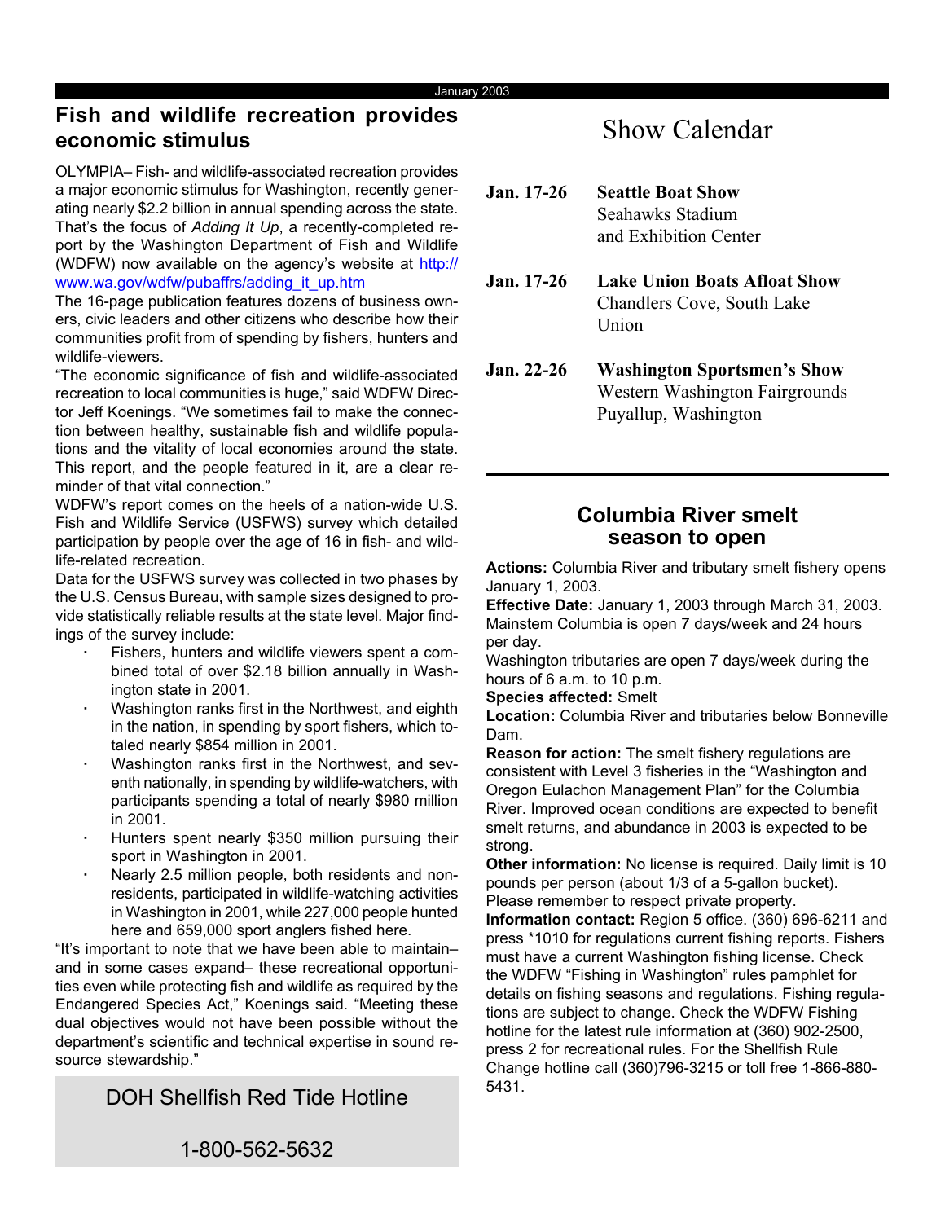## Fish and wildlife recreation provides economic stimulus

OLYMPIA– Fish- and wildlife-associated recreation provides a major economic stimulus for Washington, recently generating nearly $2.2 billion in annual spending across the state. That's the focus of *Adding It Up*, a recently-completed report by the Washington Department of Fish and Wildlife (WDFW) now available on the agency's website at http://www.wa.gov/wdfw/pubaffrs/adding_it_up.htm

The 16-page publication features dozens of business owners, civic leaders and other citizens who describe how their communities profit from of spending by fishers, hunters and wildlife-viewers.

"The economic significance of fish and wildlife-associated recreation to local communities is huge," said WDFW Director Jeff Koenings. "We sometimes fail to make the connection between healthy, sustainable fish and wildlife populations and the vitality of local economies around the state. This report, and the people featured in it, are a clear reminder of that vital connection."

WDFW's report comes on the heels of a nation-wide U.S. Fish and Wildlife Service (USFWS) survey which detailed participation by people over the age of 16 in fish- and wildlife-related recreation.

Data for the USFWS survey was collected in two phases by the U.S. Census Bureau, with sample sizes designed to provide statistically reliable results at the state level. Major findings of the survey include:

- Fishers, hunters and wildlife viewers spent a combined total of over $2.18 billion annually in Washington state in 2001.
- Washington ranks first in the Northwest, and eighth in the nation, in spending by sport fishers, which totaled nearly $854 million in 2001.
- Washington ranks first in the Northwest, and seventh nationally, in spending by wildlife-watchers, with participants spending a total of nearly $980 million in 2001.
- Hunters spent nearly $350 million pursuing their sport in Washington in 2001.
- Nearly 2.5 million people, both residents and non-residents, participated in wildlife-watching activities in Washington in 2001, while 227,000 people hunted here and 659,000 sport anglers fished here.

"It's important to note that we have been able to maintain– and in some cases expand– these recreational opportunities even while protecting fish and wildlife as required by the Endangered Species Act," Koenings said. "Meeting these dual objectives would not have been possible without the department's scientific and technical expertise in sound resource stewardship."

**DOH Shellfish Red Tide Hotline**

**1-800-562-5632**

## Show Calendar

**Jan. 17-26** — **Seattle Boat Show**
Seahawks Stadium and Exhibition Center

**Jan. 17-26** — **Lake Union Boats Afloat Show**
Chandlers Cove, South Lake Union

**Jan. 22-26** — **Washington Sportsmen's Show**
Western Washington Fairgrounds
Puyallup, Washington

## Columbia River smelt season to open

**Actions:** Columbia River and tributary smelt fishery opens January 1, 2003.

**Effective Date:** January 1, 2003 through March 31, 2003. Mainstem Columbia is open 7 days/week and 24 hours per day.

Washington tributaries are open 7 days/week during the hours of 6 a.m. to 10 p.m.

**Species affected:** Smelt

**Location:** Columbia River and tributaries below Bonneville Dam.

**Reason for action:** The smelt fishery regulations are consistent with Level 3 fisheries in the "Washington and Oregon Eulachon Management Plan" for the Columbia River. Improved ocean conditions are expected to benefit smelt returns, and abundance in 2003 is expected to be strong.

**Other information:** No license is required. Daily limit is 10 pounds per person (about 1/3 of a 5-gallon bucket). Please remember to respect private property.

**Information contact:** Region 5 office. (360) 696-6211 and press *1010 for regulations current fishing reports. Fishers must have a current Washington fishing license. Check the WDFW "Fishing in Washington" rules pamphlet for details on fishing seasons and regulations. Fishing regulations are subject to change. Check the WDFW Fishing hotline for the latest rule information at (360) 902-2500, press 2 for recreational rules. For the Shellfish Rule Change hotline call (360)796-3215 or toll free 1-866-880-5431.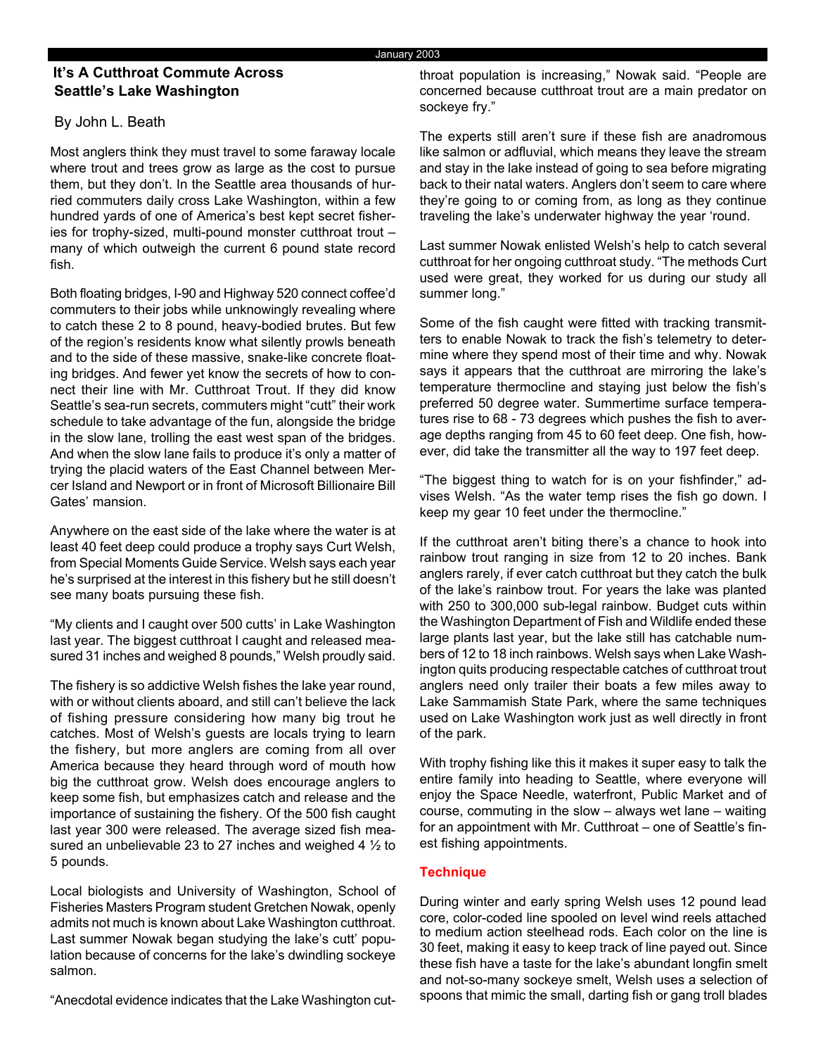## It's A Cutthroat Commute Across Seattle's Lake Washington

By John L. Beath

Most anglers think they must travel to some faraway locale where trout and trees grow as large as the cost to pursue them, but they don't. In the Seattle area thousands of hurried commuters daily cross Lake Washington, within a few hundred yards of one of America's best kept secret fisheries for trophy-sized, multi-pound monster cutthroat trout – many of which outweigh the current 6 pound state record fish.

Both floating bridges, I-90 and Highway 520 connect coffee'd commuters to their jobs while unknowingly revealing where to catch these 2 to 8 pound, heavy-bodied brutes. But few of the region's residents know what silently prowls beneath and to the side of these massive, snake-like concrete floating bridges. And fewer yet know the secrets of how to connect their line with Mr. Cutthroat Trout. If they did know Seattle's sea-run secrets, commuters might "cutt" their work schedule to take advantage of the fun, alongside the bridge in the slow lane, trolling the east west span of the bridges. And when the slow lane fails to produce it's only a matter of trying the placid waters of the East Channel between Mercer Island and Newport or in front of Microsoft Billionaire Bill Gates' mansion.

Anywhere on the east side of the lake where the water is at least 40 feet deep could produce a trophy says Curt Welsh, from Special Moments Guide Service. Welsh says each year he's surprised at the interest in this fishery but he still doesn't see many boats pursuing these fish.

"My clients and I caught over 500 cutts' in Lake Washington last year. The biggest cutthroat I caught and released measured 31 inches and weighed 8 pounds," Welsh proudly said.

The fishery is so addictive Welsh fishes the lake year round, with or without clients aboard, and still can't believe the lack of fishing pressure considering how many big trout he catches. Most of Welsh's guests are locals trying to learn the fishery, but more anglers are coming from all over America because they heard through word of mouth how big the cutthroat grow. Welsh does encourage anglers to keep some fish, but emphasizes catch and release and the importance of sustaining the fishery. Of the 500 fish caught last year 300 were released. The average sized fish measured an unbelievable 23 to 27 inches and weighed 4 ½ to 5 pounds.

Local biologists and University of Washington, School of Fisheries Masters Program student Gretchen Nowak, openly admits not much is known about Lake Washington cutthroat. Last summer Nowak began studying the lake's cutt' population because of concerns for the lake's dwindling sockeye salmon.

"Anecdotal evidence indicates that the Lake Washington cutthroat population is increasing," Nowak said. "People are concerned because cutthroat trout are a main predator on sockeye fry."

The experts still aren't sure if these fish are anadromous like salmon or adfluvial, which means they leave the stream and stay in the lake instead of going to sea before migrating back to their natal waters. Anglers don't seem to care where they're going to or coming from, as long as they continue traveling the lake's underwater highway the year 'round.

Last summer Nowak enlisted Welsh's help to catch several cutthroat for her ongoing cutthroat study. "The methods Curt used were great, they worked for us during our study all summer long."

Some of the fish caught were fitted with tracking transmitters to enable Nowak to track the fish's telemetry to determine where they spend most of their time and why. Nowak says it appears that the cutthroat are mirroring the lake's temperature thermocline and staying just below the fish's preferred 50 degree water. Summertime surface temperatures rise to 68 - 73 degrees which pushes the fish to average depths ranging from 45 to 60 feet deep. One fish, however, did take the transmitter all the way to 197 feet deep.

"The biggest thing to watch for is on your fishfinder," advises Welsh. "As the water temp rises the fish go down. I keep my gear 10 feet under the thermocline."

If the cutthroat aren't biting there's a chance to hook into rainbow trout ranging in size from 12 to 20 inches. Bank anglers rarely, if ever catch cutthroat but they catch the bulk of the lake's rainbow trout. For years the lake was planted with 250 to 300,000 sub-legal rainbow. Budget cuts within the Washington Department of Fish and Wildlife ended these large plants last year, but the lake still has catchable numbers of 12 to 18 inch rainbows. Welsh says when Lake Washington quits producing respectable catches of cutthroat trout anglers need only trailer their boats a few miles away to Lake Sammamish State Park, where the same techniques used on Lake Washington work just as well directly in front of the park.

With trophy fishing like this it makes it super easy to talk the entire family into heading to Seattle, where everyone will enjoy the Space Needle, waterfront, Public Market and of course, commuting in the slow – always wet lane – waiting for an appointment with Mr. Cutthroat – one of Seattle's finest fishing appointments.

### Technique

During winter and early spring Welsh uses 12 pound lead core, color-coded line spooled on level wind reels attached to medium action steelhead rods. Each color on the line is 30 feet, making it easy to keep track of line payed out. Since these fish have a taste for the lake's abundant longfin smelt and not-so-many sockeye smelt, Welsh uses a selection of spoons that mimic the small, darting fish or gang troll blades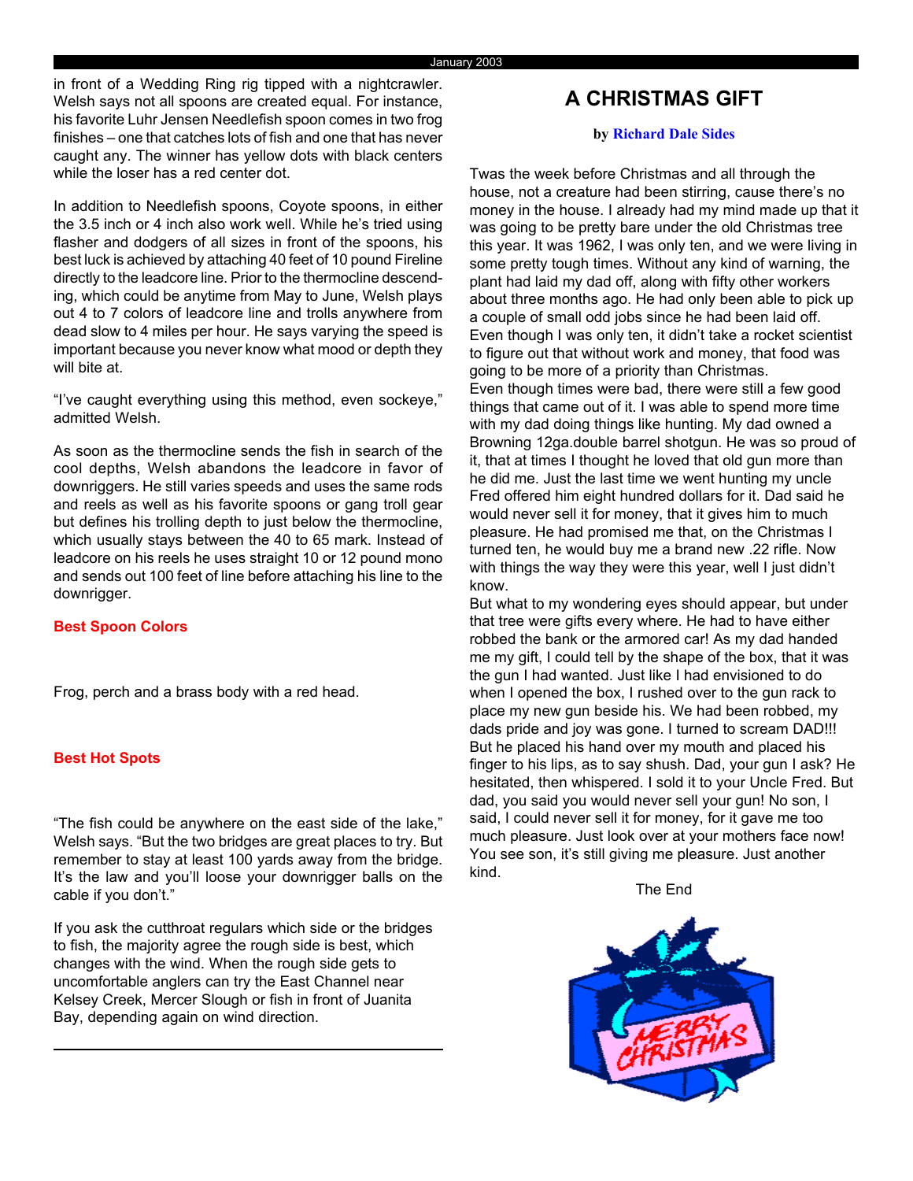in front of a Wedding Ring rig tipped with a nightcrawler. Welsh says not all spoons are created equal. For instance, his favorite Luhr Jensen Needlefish spoon comes in two frog finishes – one that catches lots of fish and one that has never caught any. The winner has yellow dots with black centers while the loser has a red center dot.

In addition to Needlefish spoons, Coyote spoons, in either the 3.5 inch or 4 inch also work well. While he's tried using flasher and dodgers of all sizes in front of the spoons, his best luck is achieved by attaching 40 feet of 10 pound Fireline directly to the leadcore line. Prior to the thermocline descending, which could be anytime from May to June, Welsh plays out 4 to 7 colors of leadcore line and trolls anywhere from dead slow to 4 miles per hour. He says varying the speed is important because you never know what mood or depth they will bite at.

"I've caught everything using this method, even sockeye," admitted Welsh.

As soon as the thermocline sends the fish in search of the cool depths, Welsh abandons the leadcore in favor of downriggers. He still varies speeds and uses the same rods and reels as well as his favorite spoons or gang troll gear but defines his trolling depth to just below the thermocline, which usually stays between the 40 to 65 mark. Instead of leadcore on his reels he uses straight 10 or 12 pound mono and sends out 100 feet of line before attaching his line to the downrigger.

### Best Spoon Colors

Frog, perch and a brass body with a red head.

### Best Hot Spots

"The fish could be anywhere on the east side of the lake," Welsh says. "But the two bridges are great places to try. But remember to stay at least 100 yards away from the bridge. It's the law and you'll loose your downrigger balls on the cable if you don't."

If you ask the cutthroat regulars which side or the bridges to fish, the majority agree the rough side is best, which changes with the wind. When the rough side gets to uncomfortable anglers can try the East Channel near Kelsey Creek, Mercer Slough or fish in front of Juanita Bay, depending again on wind direction.

---

## A CHRISTMAS GIFT

**by Richard Dale Sides**

Twas the week before Christmas and all through the house, not a creature had been stirring, cause there's no money in the house. I already had my mind made up that it was going to be pretty bare under the old Christmas tree this year. It was 1962, I was only ten, and we were living in some pretty tough times. Without any kind of warning, the plant had laid my dad off, along with fifty other workers about three months ago. He had only been able to pick up a couple of small odd jobs since he had been laid off. Even though I was only ten, it didn't take a rocket scientist to figure out that without work and money, that food was going to be more of a priority than Christmas.

Even though times were bad, there were still a few good things that came out of it. I was able to spend more time with my dad doing things like hunting. My dad owned a Browning 12ga.double barrel shotgun. He was so proud of it, that at times I thought he loved that old gun more than he did me. Just the last time we went hunting my uncle Fred offered him eight hundred dollars for it. Dad said he would never sell it for money, that it gives him to much pleasure. He had promised me that, on the Christmas I turned ten, he would buy me a brand new .22 rifle. Now with things the way they were this year, well I just didn't know.

But what to my wondering eyes should appear, but under that tree were gifts every where. He had to have either robbed the bank or the armored car! As my dad handed me my gift, I could tell by the shape of the box, that it was the gun I had wanted. Just like I had envisioned to do when I opened the box, I rushed over to the gun rack to place my new gun beside his. We had been robbed, my dads pride and joy was gone. I turned to scream DAD!!! But he placed his hand over my mouth and placed his finger to his lips, as to say shush. Dad, your gun I ask? He hesitated, then whispered. I sold it to your Uncle Fred. But dad, you said you would never sell your gun! No son, I said, I could never sell it for money, for it gave me too much pleasure. Just look over at your mothers face now! You see son, it's still giving me pleasure. Just another kind.

The End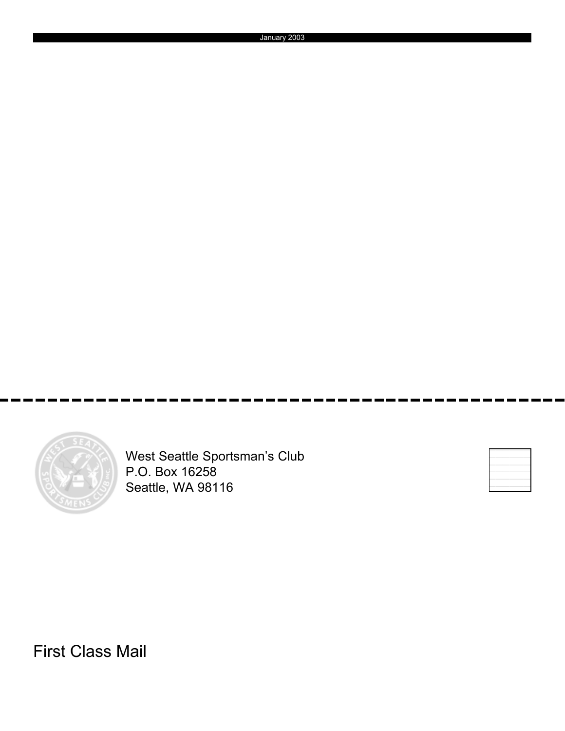West Seattle Sportsman's Club
P.O. Box 16258
Seattle, WA 98116

First Class Mail